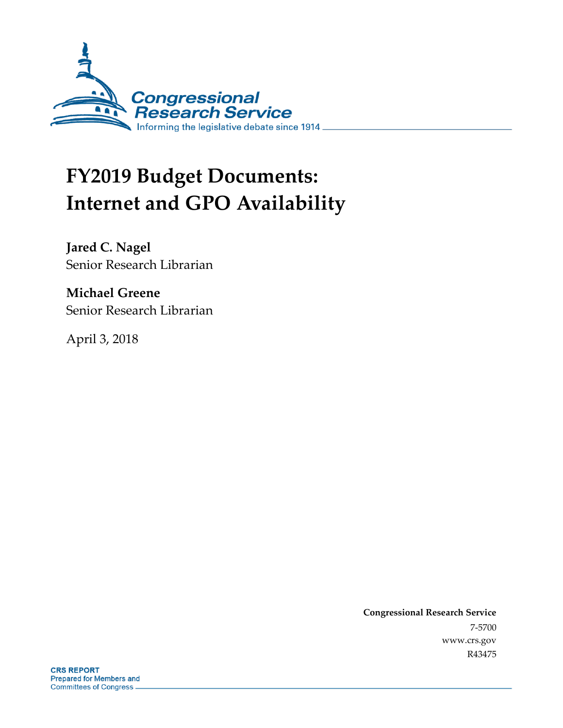# FY2019 Budget Documents: Internet and GPO Availability

**Jared C. Nagel**
Senior Research Librarian

**Michael Greene**
Senior Research Librarian

April 3, 2018

**Congressional Research Service**
7-5700
www.crs.gov
R43475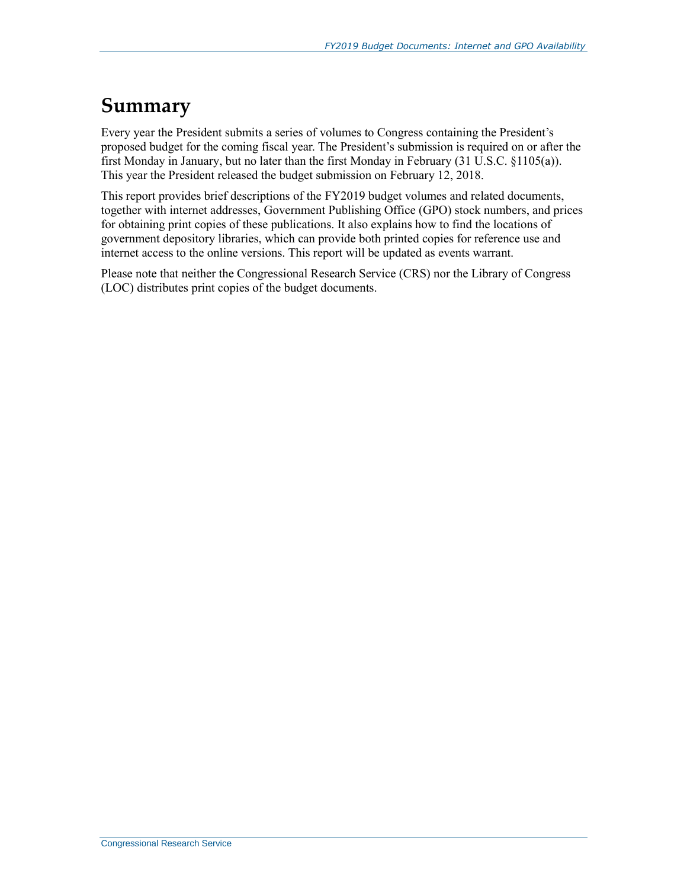# Summary

Every year the President submits a series of volumes to Congress containing the President's proposed budget for the coming fiscal year. The President's submission is required on or after the first Monday in January, but no later than the first Monday in February (31 U.S.C. §1105(a)). This year the President released the budget submission on February 12, 2018.

This report provides brief descriptions of the FY2019 budget volumes and related documents, together with internet addresses, Government Publishing Office (GPO) stock numbers, and prices for obtaining print copies of these publications. It also explains how to find the locations of government depository libraries, which can provide both printed copies for reference use and internet access to the online versions. This report will be updated as events warrant.

Please note that neither the Congressional Research Service (CRS) nor the Library of Congress (LOC) distributes print copies of the budget documents.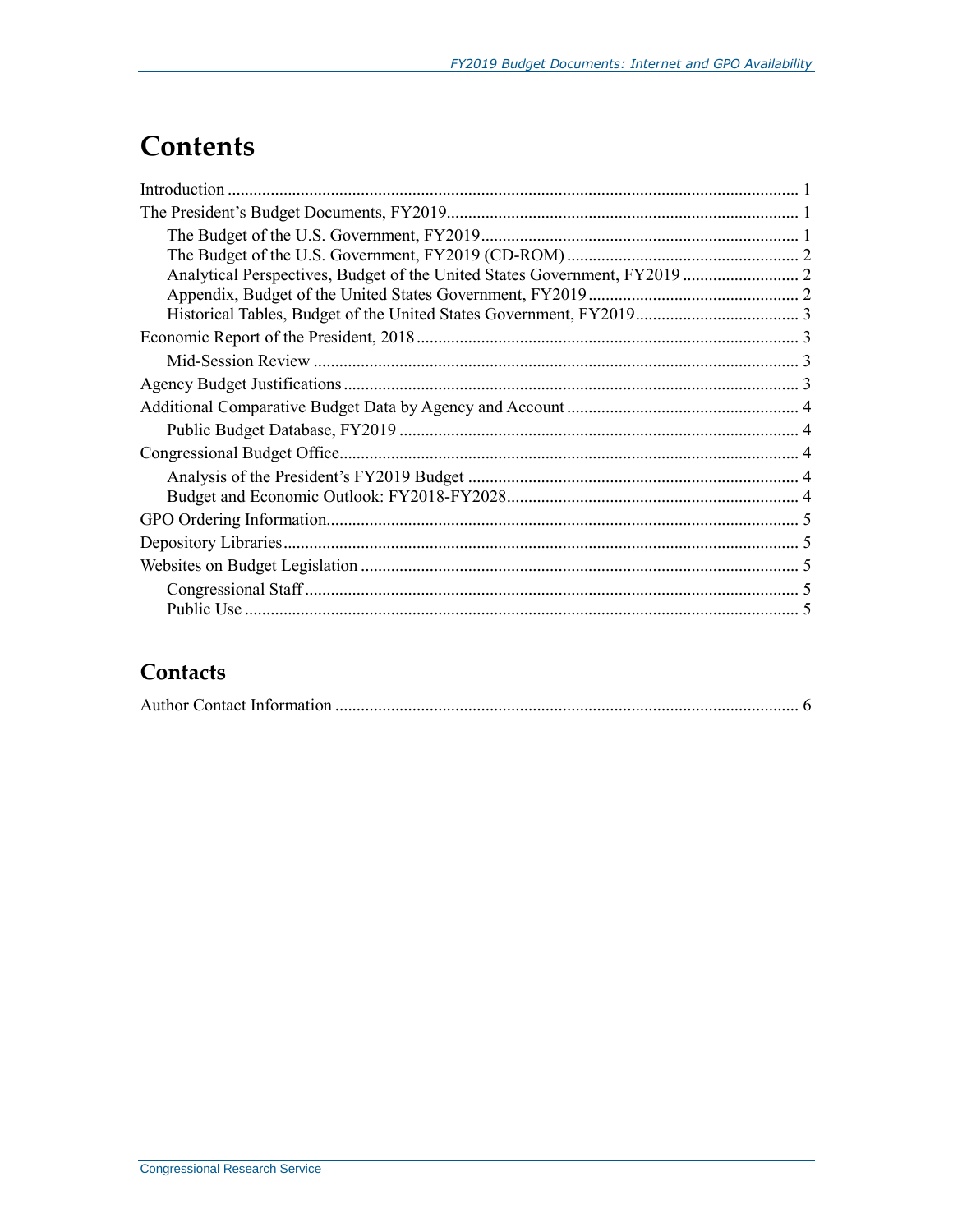# Contents

Introduction ..... 1

The President's Budget Documents, FY2019 ..... 1

- The Budget of the U.S. Government, FY2019 ..... 1
- The Budget of the U.S. Government, FY2019 (CD-ROM) ..... 2
- Analytical Perspectives, Budget of the United States Government, FY2019 ..... 2
- Appendix, Budget of the United States Government, FY2019 ..... 2
- Historical Tables, Budget of the United States Government, FY2019 ..... 3

Economic Report of the President, 2018 ..... 3

- Mid-Session Review ..... 3

Agency Budget Justifications ..... 3

Additional Comparative Budget Data by Agency and Account ..... 4

- Public Budget Database, FY2019 ..... 4

Congressional Budget Office ..... 4

- Analysis of the President's FY2019 Budget ..... 4
- Budget and Economic Outlook: FY2018-FY2028 ..... 4

GPO Ordering Information ..... 5

Depository Libraries ..... 5

Websites on Budget Legislation ..... 5

- Congressional Staff ..... 5
- Public Use ..... 5

## Contacts

Author Contact Information ..... 6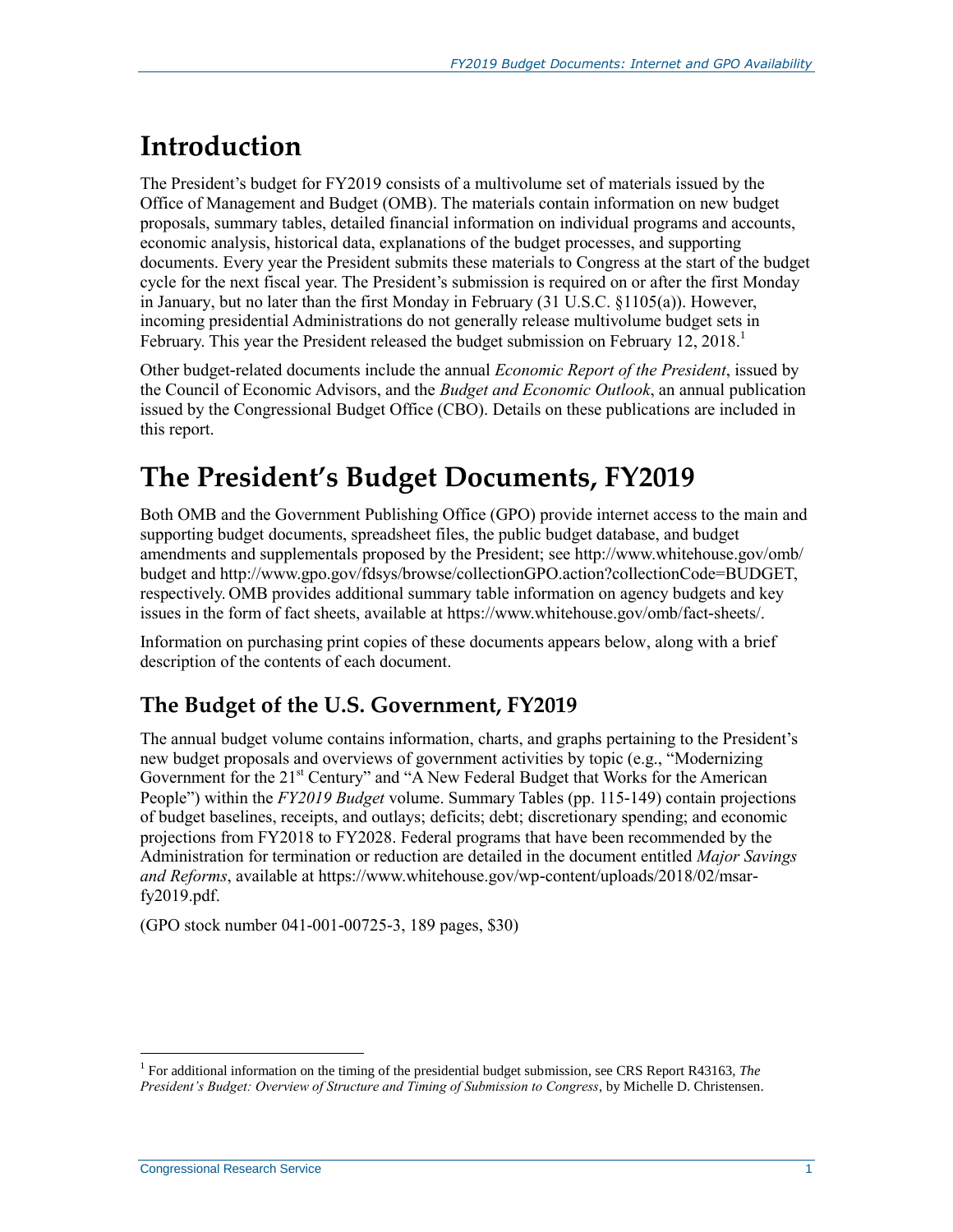# Introduction

The President's budget for FY2019 consists of a multivolume set of materials issued by the Office of Management and Budget (OMB). The materials contain information on new budget proposals, summary tables, detailed financial information on individual programs and accounts, economic analysis, historical data, explanations of the budget processes, and supporting documents. Every year the President submits these materials to Congress at the start of the budget cycle for the next fiscal year. The President's submission is required on or after the first Monday in January, but no later than the first Monday in February (31 U.S.C. §1105(a)). However, incoming presidential Administrations do not generally release multivolume budget sets in February. This year the President released the budget submission on February 12, 2018.[1]

Other budget-related documents include the annual *Economic Report of the President*, issued by the Council of Economic Advisors, and the *Budget and Economic Outlook*, an annual publication issued by the Congressional Budget Office (CBO). Details on these publications are included in this report.

# The President's Budget Documents, FY2019

Both OMB and the Government Publishing Office (GPO) provide internet access to the main and supporting budget documents, spreadsheet files, the public budget database, and budget amendments and supplementals proposed by the President; see http://www.whitehouse.gov/omb/budget and http://www.gpo.gov/fdsys/browse/collectionGPO.action?collectionCode=BUDGET, respectively. OMB provides additional summary table information on agency budgets and key issues in the form of fact sheets, available at https://www.whitehouse.gov/omb/fact-sheets/.

Information on purchasing print copies of these documents appears below, along with a brief description of the contents of each document.

## The Budget of the U.S. Government, FY2019

The annual budget volume contains information, charts, and graphs pertaining to the President's new budget proposals and overviews of government activities by topic (e.g., "Modernizing Government for the 21st Century" and "A New Federal Budget that Works for the American People") within the *FY2019 Budget* volume. Summary Tables (pp. 115-149) contain projections of budget baselines, receipts, and outlays; deficits; debt; discretionary spending; and economic projections from FY2018 to FY2028. Federal programs that have been recommended by the Administration for termination or reduction are detailed in the document entitled *Major Savings and Reforms*, available at https://www.whitehouse.gov/wp-content/uploads/2018/02/msar-fy2019.pdf.

(GPO stock number 041-001-00725-3, 189 pages, $30)

[1] For additional information on the timing of the presidential budget submission, see CRS Report R43163, *The President's Budget: Overview of Structure and Timing of Submission to Congress*, by Michelle D. Christensen.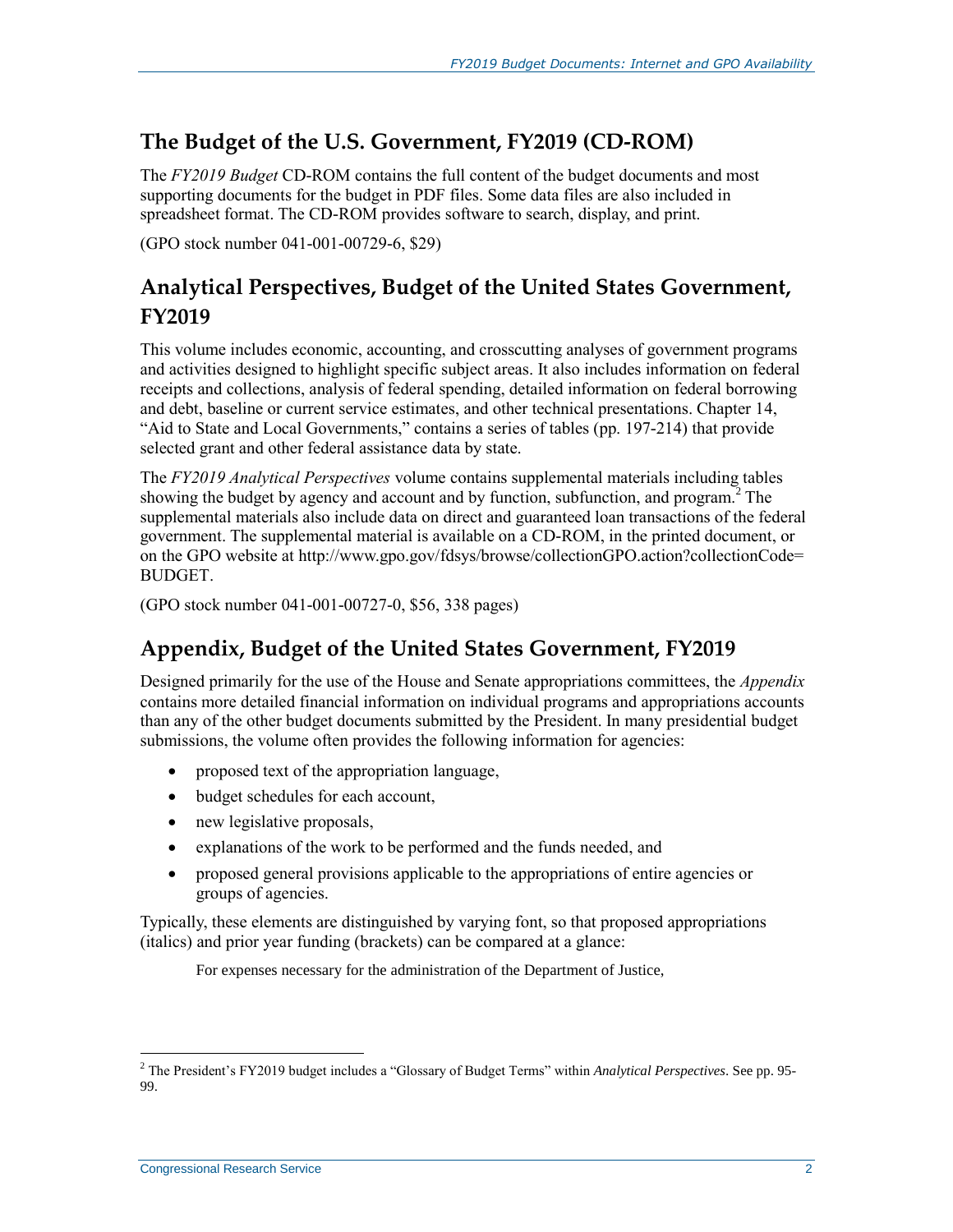## The Budget of the U.S. Government, FY2019 (CD-ROM)

The *FY2019 Budget* CD-ROM contains the full content of the budget documents and most supporting documents for the budget in PDF files. Some data files are also included in spreadsheet format. The CD-ROM provides software to search, display, and print.

(GPO stock number 041-001-00729-6, $29)

## Analytical Perspectives, Budget of the United States Government, FY2019

This volume includes economic, accounting, and crosscutting analyses of government programs and activities designed to highlight specific subject areas. It also includes information on federal receipts and collections, analysis of federal spending, detailed information on federal borrowing and debt, baseline or current service estimates, and other technical presentations. Chapter 14, "Aid to State and Local Governments," contains a series of tables (pp. 197-214) that provide selected grant and other federal assistance data by state.

The *FY2019 Analytical Perspectives* volume contains supplemental materials including tables showing the budget by agency and account and by function, subfunction, and program.[2] The supplemental materials also include data on direct and guaranteed loan transactions of the federal government. The supplemental material is available on a CD-ROM, in the printed document, or on the GPO website at http://www.gpo.gov/fdsys/browse/collectionGPO.action?collectionCode=BUDGET.

(GPO stock number 041-001-00727-0, $56, 338 pages)

## Appendix, Budget of the United States Government, FY2019

Designed primarily for the use of the House and Senate appropriations committees, the *Appendix* contains more detailed financial information on individual programs and appropriations accounts than any of the other budget documents submitted by the President. In many presidential budget submissions, the volume often provides the following information for agencies:

- proposed text of the appropriation language,
- budget schedules for each account,
- new legislative proposals,
- explanations of the work to be performed and the funds needed, and
- proposed general provisions applicable to the appropriations of entire agencies or groups of agencies.

Typically, these elements are distinguished by varying font, so that proposed appropriations (italics) and prior year funding (brackets) can be compared at a glance:

> For expenses necessary for the administration of the Department of Justice,

[2] The President's FY2019 budget includes a "Glossary of Budget Terms" within *Analytical Perspectives*. See pp. 95-99.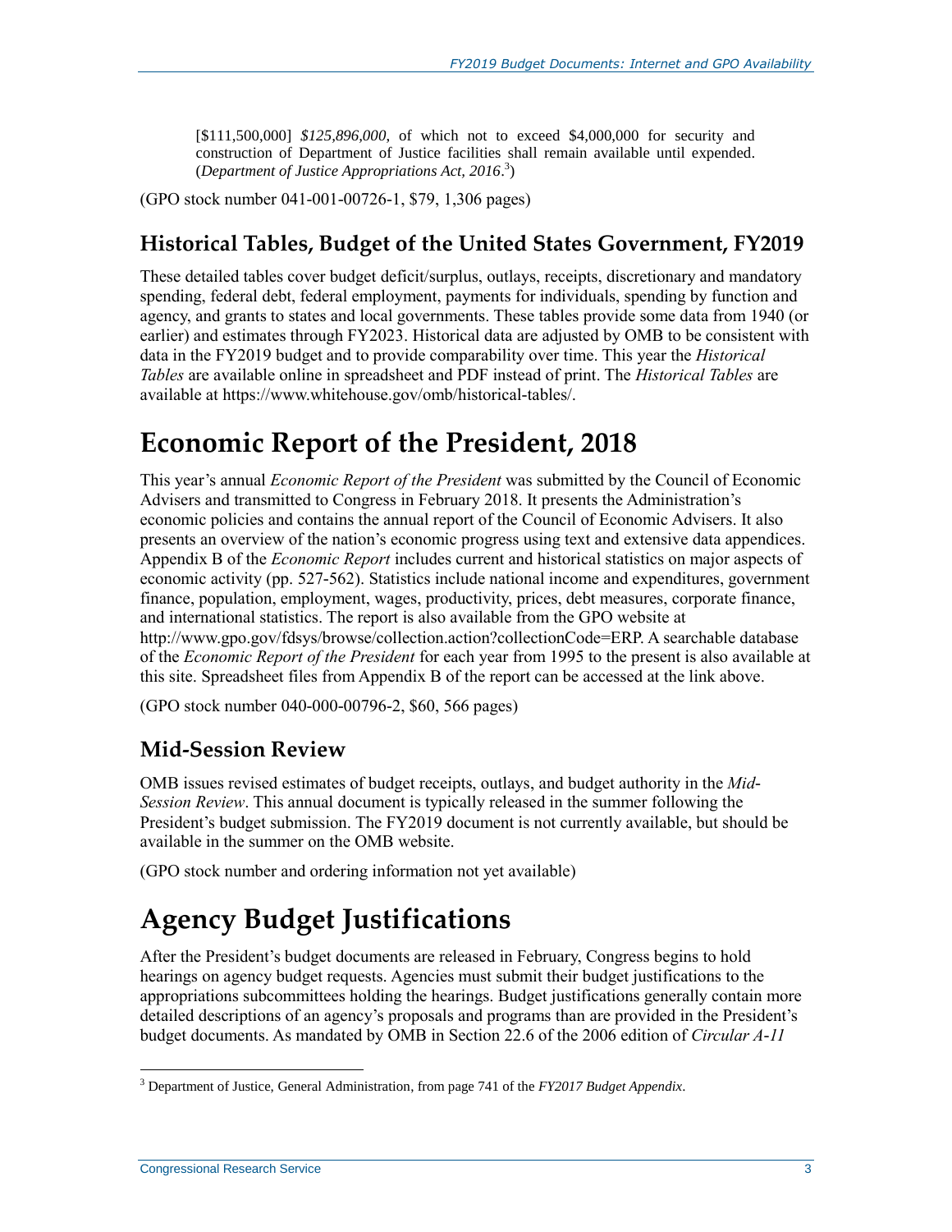> [$111,500,000] *$125,896,000*, of which not to exceed $4,000,000 for security and construction of Department of Justice facilities shall remain available until expended. (*Department of Justice Appropriations Act, 2016*.[3])

(GPO stock number 041-001-00726-1, $79, 1,306 pages)

### Historical Tables, Budget of the United States Government, FY2019

These detailed tables cover budget deficit/surplus, outlays, receipts, discretionary and mandatory spending, federal debt, federal employment, payments for individuals, spending by function and agency, and grants to states and local governments. These tables provide some data from 1940 (or earlier) and estimates through FY2023. Historical data are adjusted by OMB to be consistent with data in the FY2019 budget and to provide comparability over time. This year the *Historical Tables* are available online in spreadsheet and PDF instead of print. The *Historical Tables* are available at https://www.whitehouse.gov/omb/historical-tables/.

## Economic Report of the President, 2018

This year's annual *Economic Report of the President* was submitted by the Council of Economic Advisers and transmitted to Congress in February 2018. It presents the Administration's economic policies and contains the annual report of the Council of Economic Advisers. It also presents an overview of the nation's economic progress using text and extensive data appendices. Appendix B of the *Economic Report* includes current and historical statistics on major aspects of economic activity (pp. 527-562). Statistics include national income and expenditures, government finance, population, employment, wages, productivity, prices, debt measures, corporate finance, and international statistics. The report is also available from the GPO website at http://www.gpo.gov/fdsys/browse/collection.action?collectionCode=ERP. A searchable database of the *Economic Report of the President* for each year from 1995 to the present is also available at this site. Spreadsheet files from Appendix B of the report can be accessed at the link above.

(GPO stock number 040-000-00796-2, $60, 566 pages)

### Mid-Session Review

OMB issues revised estimates of budget receipts, outlays, and budget authority in the *Mid-Session Review*. This annual document is typically released in the summer following the President's budget submission. The FY2019 document is not currently available, but should be available in the summer on the OMB website.

(GPO stock number and ordering information not yet available)

## Agency Budget Justifications

After the President's budget documents are released in February, Congress begins to hold hearings on agency budget requests. Agencies must submit their budget justifications to the appropriations subcommittees holding the hearings. Budget justifications generally contain more detailed descriptions of an agency's proposals and programs than are provided in the President's budget documents. As mandated by OMB in Section 22.6 of the 2006 edition of *Circular A-11*

---

[3] Department of Justice, General Administration, from page 741 of the *FY2017 Budget Appendix*.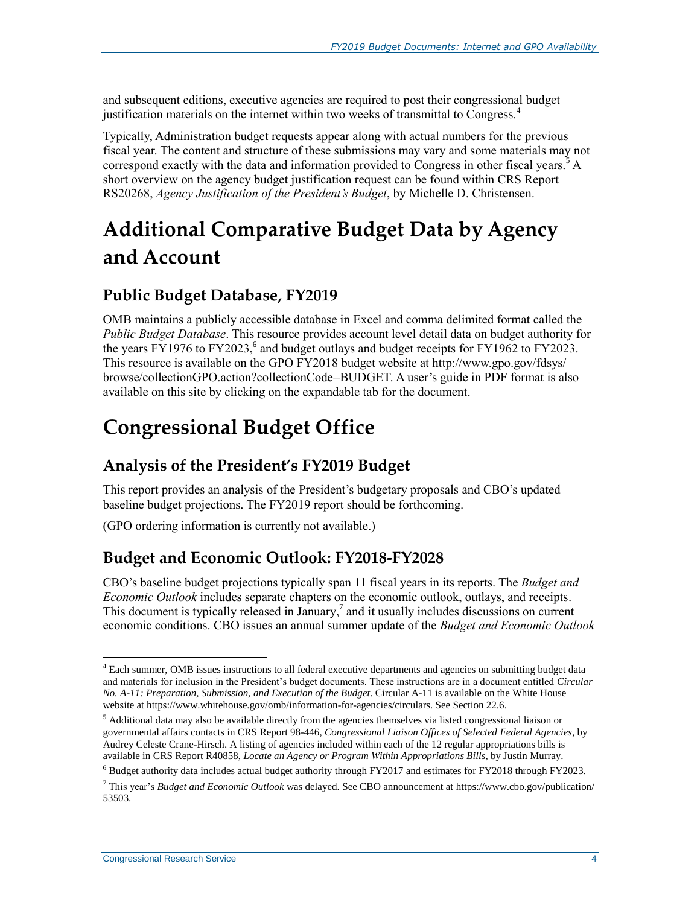and subsequent editions, executive agencies are required to post their congressional budget justification materials on the internet within two weeks of transmittal to Congress.[4]

Typically, Administration budget requests appear along with actual numbers for the previous fiscal year. The content and structure of these submissions may vary and some materials may not correspond exactly with the data and information provided to Congress in other fiscal years.[5] A short overview on the agency budget justification request can be found within CRS Report RS20268, *Agency Justification of the President's Budget*, by Michelle D. Christensen.

# Additional Comparative Budget Data by Agency and Account

## Public Budget Database, FY2019

OMB maintains a publicly accessible database in Excel and comma delimited format called the *Public Budget Database*. This resource provides account level detail data on budget authority for the years FY1976 to FY2023,[6] and budget outlays and budget receipts for FY1962 to FY2023. This resource is available on the GPO FY2018 budget website at http://www.gpo.gov/fdsys/browse/collectionGPO.action?collectionCode=BUDGET. A user's guide in PDF format is also available on this site by clicking on the expandable tab for the document.

# Congressional Budget Office

## Analysis of the President's FY2019 Budget

This report provides an analysis of the President's budgetary proposals and CBO's updated baseline budget projections. The FY2019 report should be forthcoming.

(GPO ordering information is currently not available.)

## Budget and Economic Outlook: FY2018-FY2028

CBO's baseline budget projections typically span 11 fiscal years in its reports. The *Budget and Economic Outlook* includes separate chapters on the economic outlook, outlays, and receipts. This document is typically released in January,[7] and it usually includes discussions on current economic conditions. CBO issues an annual summer update of the *Budget and Economic Outlook*

---

[4] Each summer, OMB issues instructions to all federal executive departments and agencies on submitting budget data and materials for inclusion in the President's budget documents. These instructions are in a document entitled *Circular No. A-11: Preparation, Submission, and Execution of the Budget*. Circular A-11 is available on the White House website at https://www.whitehouse.gov/omb/information-for-agencies/circulars. See Section 22.6.

[5] Additional data may also be available directly from the agencies themselves via listed congressional liaison or governmental affairs contacts in CRS Report 98-446, *Congressional Liaison Offices of Selected Federal Agencies*, by Audrey Celeste Crane-Hirsch. A listing of agencies included within each of the 12 regular appropriations bills is available in CRS Report R40858, *Locate an Agency or Program Within Appropriations Bills*, by Justin Murray.

[6] Budget authority data includes actual budget authority through FY2017 and estimates for FY2018 through FY2023.

[7] This year's *Budget and Economic Outlook* was delayed. See CBO announcement at https://www.cbo.gov/publication/53503.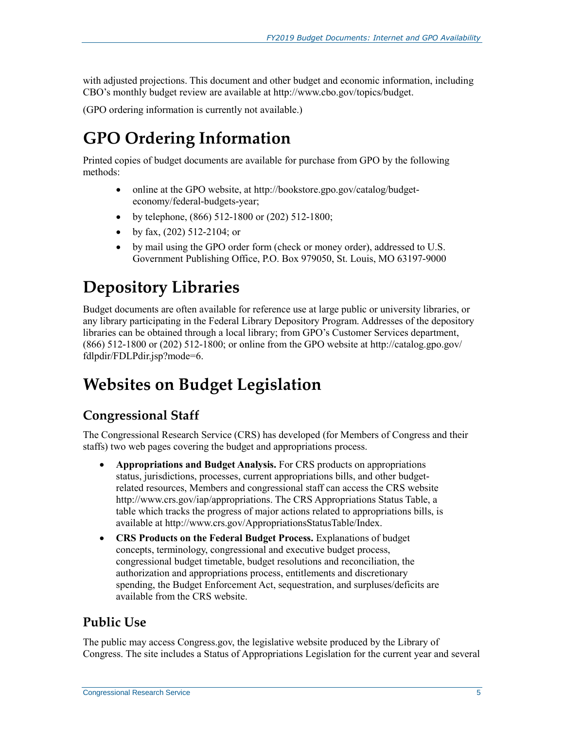with adjusted projections. This document and other budget and economic information, including CBO's monthly budget review are available at http://www.cbo.gov/topics/budget.

(GPO ordering information is currently not available.)

# GPO Ordering Information

Printed copies of budget documents are available for purchase from GPO by the following methods:

- online at the GPO website, at http://bookstore.gpo.gov/catalog/budget-economy/federal-budgets-year;
- by telephone, (866) 512-1800 or (202) 512-1800;
- by fax, (202) 512-2104; or
- by mail using the GPO order form (check or money order), addressed to U.S. Government Publishing Office, P.O. Box 979050, St. Louis, MO 63197-9000

# Depository Libraries

Budget documents are often available for reference use at large public or university libraries, or any library participating in the Federal Library Depository Program. Addresses of the depository libraries can be obtained through a local library; from GPO's Customer Services department, (866) 512-1800 or (202) 512-1800; or online from the GPO website at http://catalog.gpo.gov/fdlpdir/FDLPdir.jsp?mode=6.

# Websites on Budget Legislation

## Congressional Staff

The Congressional Research Service (CRS) has developed (for Members of Congress and their staffs) two web pages covering the budget and appropriations process.

- **Appropriations and Budget Analysis.** For CRS products on appropriations status, jurisdictions, processes, current appropriations bills, and other budget-related resources, Members and congressional staff can access the CRS website http://www.crs.gov/iap/appropriations. The CRS Appropriations Status Table, a table which tracks the progress of major actions related to appropriations bills, is available at http://www.crs.gov/AppropriationsStatusTable/Index.
- **CRS Products on the Federal Budget Process.** Explanations of budget concepts, terminology, congressional and executive budget process, congressional budget timetable, budget resolutions and reconciliation, the authorization and appropriations process, entitlements and discretionary spending, the Budget Enforcement Act, sequestration, and surpluses/deficits are available from the CRS website.

## Public Use

The public may access Congress.gov, the legislative website produced by the Library of Congress. The site includes a Status of Appropriations Legislation for the current year and several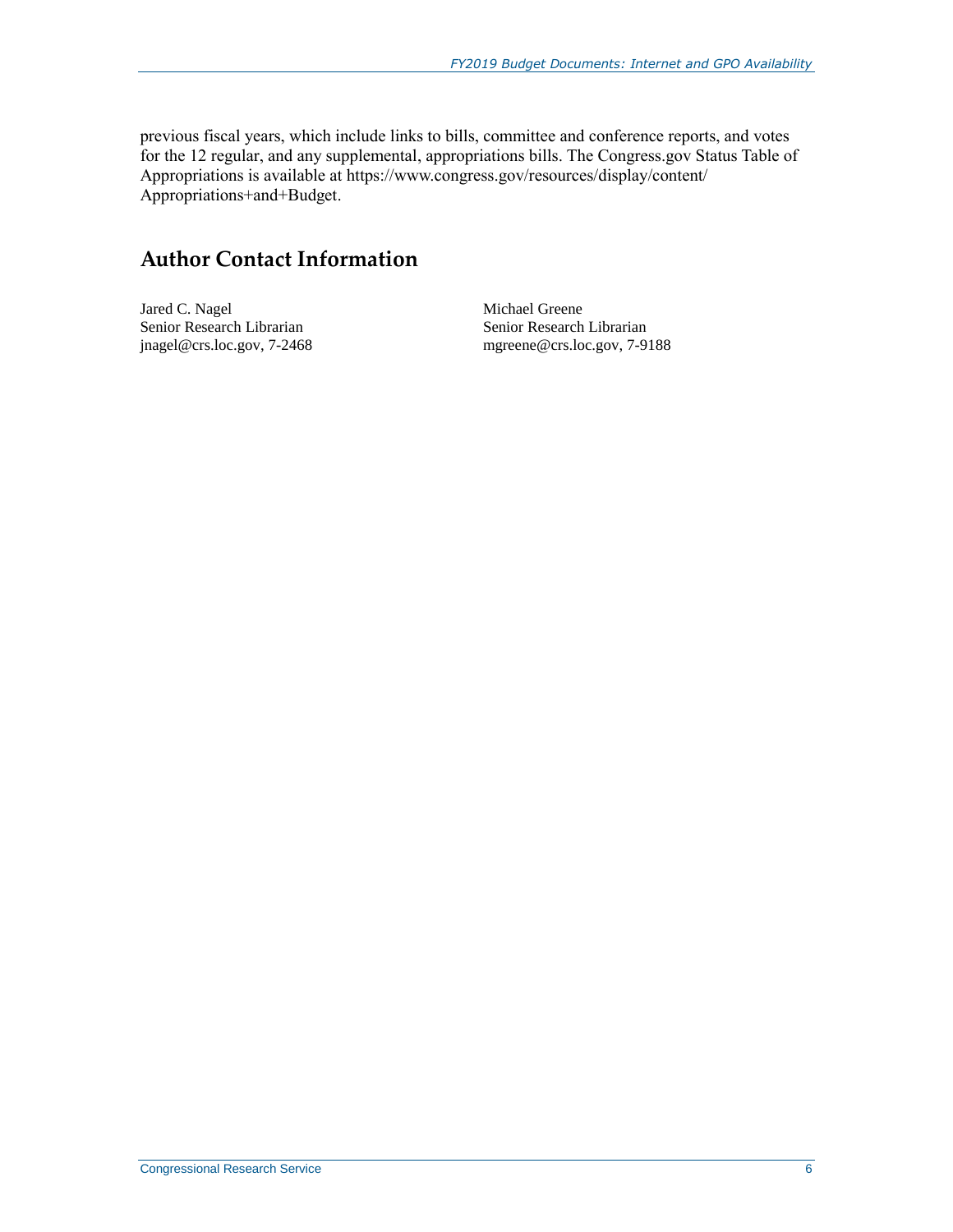previous fiscal years, which include links to bills, committee and conference reports, and votes for the 12 regular, and any supplemental, appropriations bills. The Congress.gov Status Table of Appropriations is available at https://www.congress.gov/resources/display/content/Appropriations+and+Budget.

## Author Contact Information

Jared C. Nagel
Senior Research Librarian
jnagel@crs.loc.gov, 7-2468

Michael Greene
Senior Research Librarian
mgreene@crs.loc.gov, 7-9188